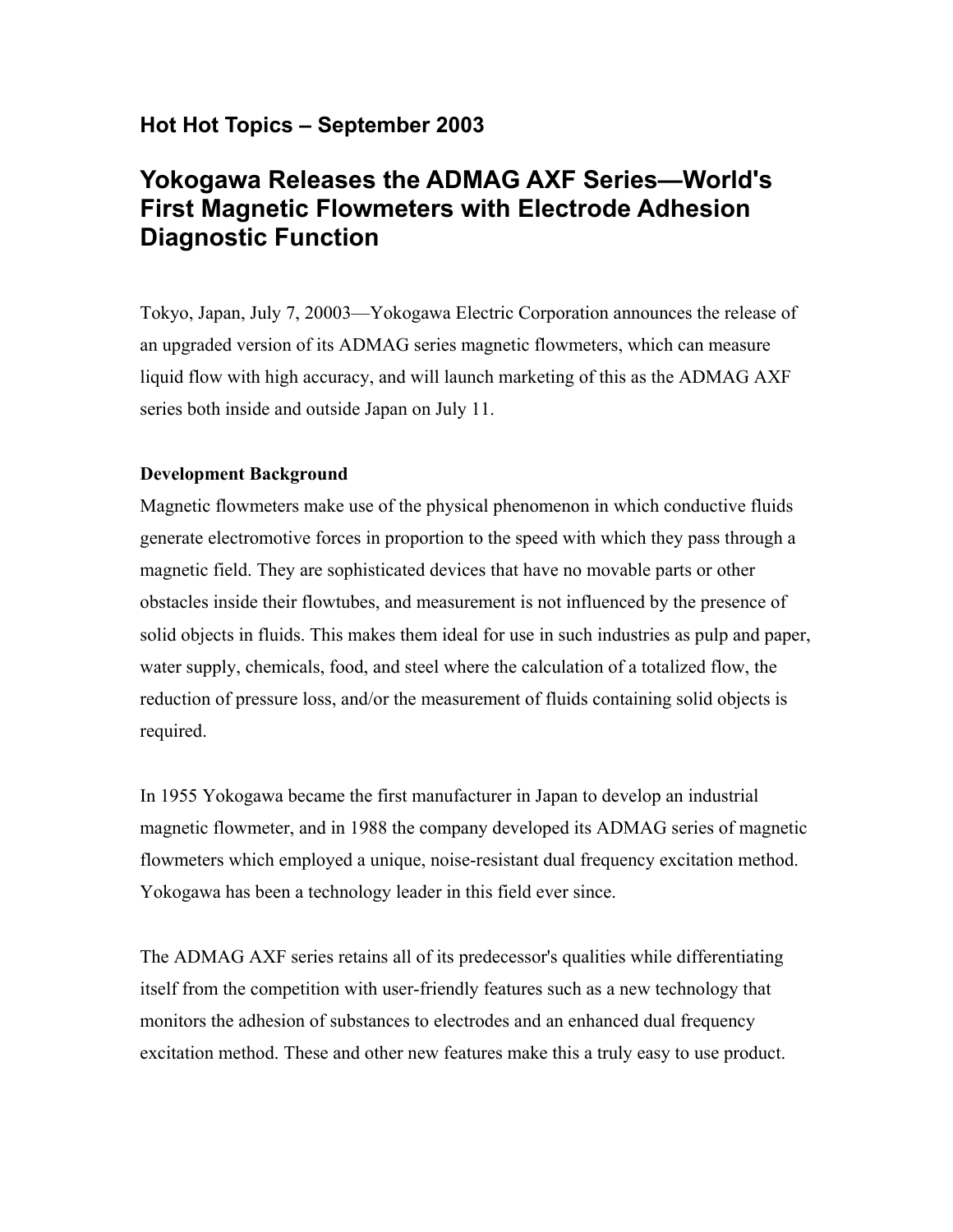## Hot Hot Topics – September 2003

# Yokogawa Releases the ADMAG AXF Series—World's First Magnetic Flowmeters with Electrode Adhesion Diagnostic Function

Tokyo, Japan, July 7, 20003—Yokogawa Electric Corporation announces the release of an upgraded version of its ADMAG series magnetic flowmeters, which can measure liquid flow with high accuracy, and will launch marketing of this as the ADMAG AXF series both inside and outside Japan on July 11.

**Development Background**

Magnetic flowmeters make use of the physical phenomenon in which conductive fluids generate electromotive forces in proportion to the speed with which they pass through a magnetic field. They are sophisticated devices that have no movable parts or other obstacles inside their flowtubes, and measurement is not influenced by the presence of solid objects in fluids. This makes them ideal for use in such industries as pulp and paper, water supply, chemicals, food, and steel where the calculation of a totalized flow, the reduction of pressure loss, and/or the measurement of fluids containing solid objects is required.

In 1955 Yokogawa became the first manufacturer in Japan to develop an industrial magnetic flowmeter, and in 1988 the company developed its ADMAG series of magnetic flowmeters which employed a unique, noise-resistant dual frequency excitation method. Yokogawa has been a technology leader in this field ever since.

The ADMAG AXF series retains all of its predecessor's qualities while differentiating itself from the competition with user-friendly features such as a new technology that monitors the adhesion of substances to electrodes and an enhanced dual frequency excitation method. These and other new features make this a truly easy to use product.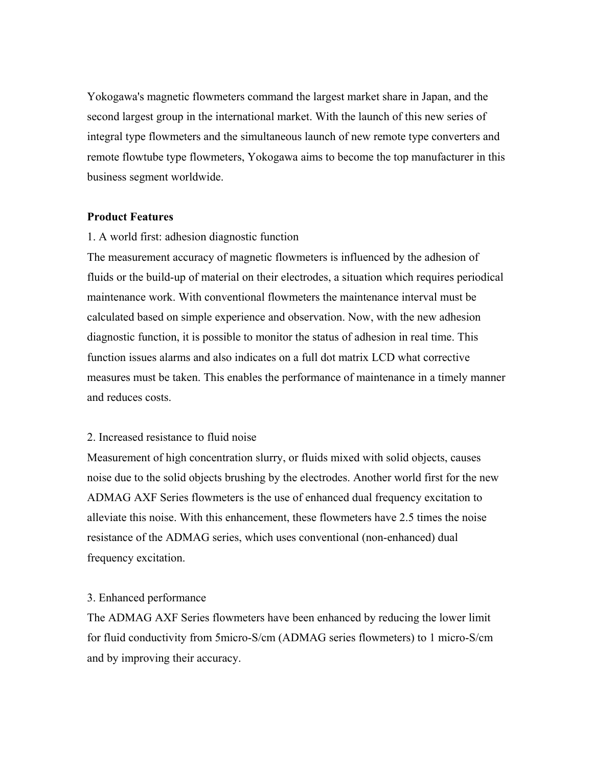Yokogawa's magnetic flowmeters command the largest market share in Japan, and the second largest group in the international market. With the launch of this new series of integral type flowmeters and the simultaneous launch of new remote type converters and remote flowtube type flowmeters, Yokogawa aims to become the top manufacturer in this business segment worldwide.

**Product Features**

1. A world first: adhesion diagnostic function

The measurement accuracy of magnetic flowmeters is influenced by the adhesion of fluids or the build-up of material on their electrodes, a situation which requires periodical maintenance work. With conventional flowmeters the maintenance interval must be calculated based on simple experience and observation. Now, with the new adhesion diagnostic function, it is possible to monitor the status of adhesion in real time. This function issues alarms and also indicates on a full dot matrix LCD what corrective measures must be taken. This enables the performance of maintenance in a timely manner and reduces costs.

2. Increased resistance to fluid noise

Measurement of high concentration slurry, or fluids mixed with solid objects, causes noise due to the solid objects brushing by the electrodes. Another world first for the new ADMAG AXF Series flowmeters is the use of enhanced dual frequency excitation to alleviate this noise. With this enhancement, these flowmeters have 2.5 times the noise resistance of the ADMAG series, which uses conventional (non-enhanced) dual frequency excitation.

3. Enhanced performance

The ADMAG AXF Series flowmeters have been enhanced by reducing the lower limit for fluid conductivity from 5micro-S/cm (ADMAG series flowmeters) to 1 micro-S/cm and by improving their accuracy.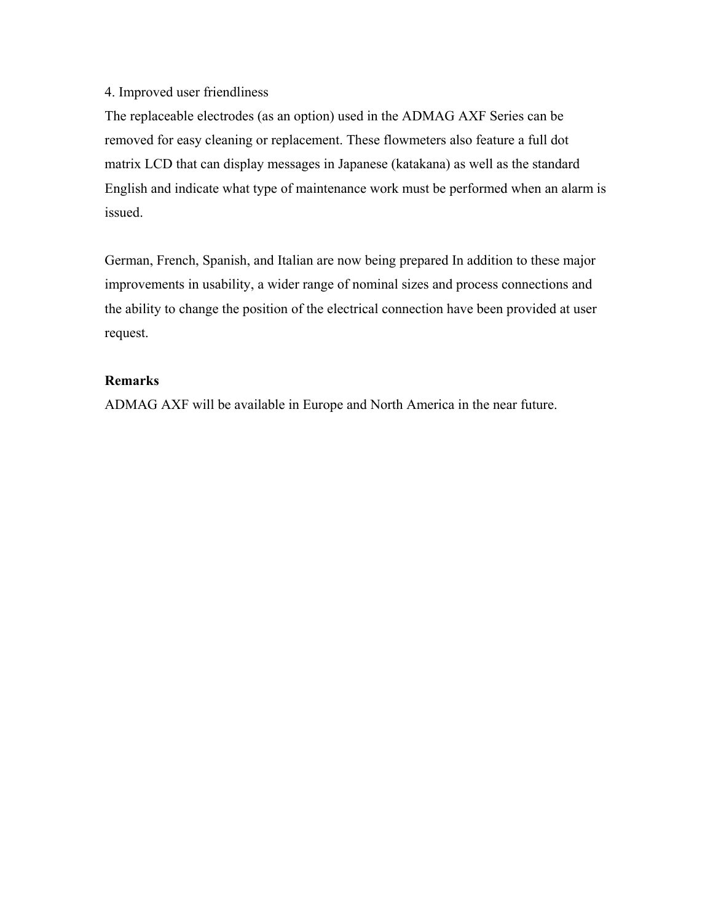4. Improved user friendliness

The replaceable electrodes (as an option) used in the ADMAG AXF Series can be removed for easy cleaning or replacement. These flowmeters also feature a full dot matrix LCD that can display messages in Japanese (katakana) as well as the standard English and indicate what type of maintenance work must be performed when an alarm is issued.

German, French, Spanish, and Italian are now being prepared In addition to these major improvements in usability, a wider range of nominal sizes and process connections and the ability to change the position of the electrical connection have been provided at user request.

**Remarks**

ADMAG AXF will be available in Europe and North America in the near future.